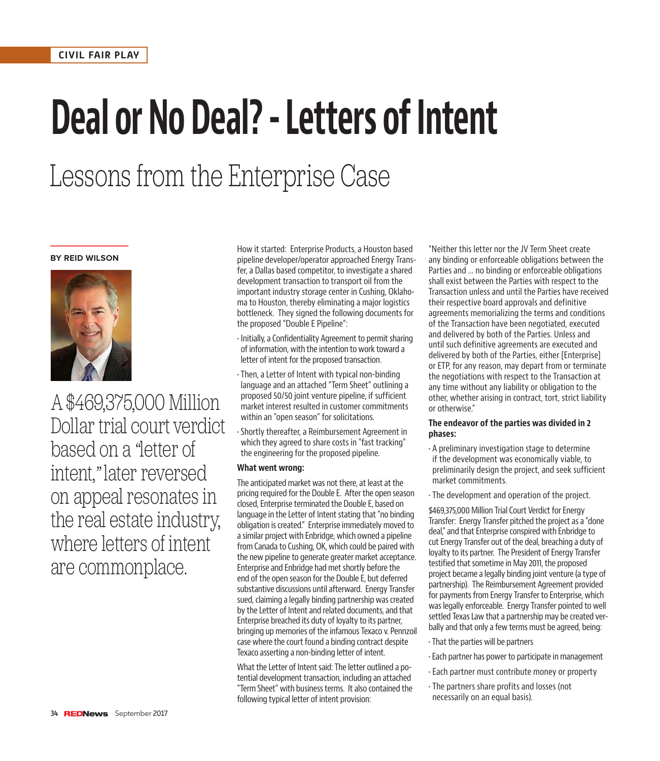CIVIL FAIR PLAY

# Deal or No Deal? - Letters of Intent

## Lessons from the Enterprise Case

**BY REID WILSON**

A $469,375,000 Million Dollar trial court verdict based on a "letter of intent," later reversed on appeal resonates in the real estate industry, where letters of intent are commonplace.

How it started: Enterprise Products, a Houston based pipeline developer/operator approached Energy Transfer, a Dallas based competitor, to investigate a shared development transaction to transport oil from the important industry storage center in Cushing, Oklahoma to Houston, thereby eliminating a major logistics bottleneck. They signed the following documents for the proposed "Double E Pipeline":

- Initially, a Confidentiality Agreement to permit sharing of information, with the intention to work toward a letter of intent for the proposed transaction.
- Then, a Letter of Intent with typical non-binding language and an attached "Term Sheet" outlining a proposed 50/50 joint venture pipeline, if sufficient market interest resulted in customer commitments within an "open season" for solicitations.
- Shortly thereafter, a Reimbursement Agreement in which they agreed to share costs in "fast tracking" the engineering for the proposed pipeline.

**What went wrong:**

The anticipated market was not there, at least at the pricing required for the Double E. After the open season closed, Enterprise terminated the Double E, based on language in the Letter of Intent stating that "no binding obligation is created." Enterprise immediately moved to a similar project with Enbridge, which owned a pipeline from Canada to Cushing, OK, which could be paired with the new pipeline to generate greater market acceptance. Enterprise and Enbridge had met shortly before the end of the open season for the Double E, but deferred substantive discussions until afterward. Energy Transfer sued, claiming a legally binding partnership was created by the Letter of Intent and related documents, and that Enterprise breached its duty of loyalty to its partner, bringing up memories of the infamous Texaco v. Pennzoil case where the court found a binding contract despite Texaco asserting a non-binding letter of intent.

What the Letter of Intent said: The letter outlined a potential development transaction, including an attached "Term Sheet" with business terms. It also contained the following typical letter of intent provision:

"Neither this letter nor the JV Term Sheet create any binding or enforceable obligations between the Parties and ... no binding or enforceable obligations shall exist between the Parties with respect to the Transaction unless and until the Parties have received their respective board approvals and definitive agreements memorializing the terms and conditions of the Transaction have been negotiated, executed and delivered by both of the Parties. Unless and until such definitive agreements are executed and delivered by both of the Parties, either [Enterprise] or ETP, for any reason, may depart from or terminate the negotiations with respect to the Transaction at any time without any liability or obligation to the other, whether arising in contract, tort, strict liability or otherwise."

**The endeavor of the parties was divided in 2 phases:**

- A preliminary investigation stage to determine if the development was economically viable, to preliminarily design the project, and seek sufficient market commitments.
- The development and operation of the project.

$469,375,000 Million Trial Court Verdict for Energy Transfer: Energy Transfer pitched the project as a "done deal," and that Enterprise conspired with Enbridge to cut Energy Transfer out of the deal, breaching a duty of loyalty to its partner. The President of Energy Transfer testified that sometime in May 2011, the proposed project became a legally binding joint venture (a type of partnership). The Reimbursement Agreement provided for payments from Energy Transfer to Enterprise, which was legally enforceable. Energy Transfer pointed to well settled Texas Law that a partnership may be created verbally and that only a few terms must be agreed, being:

- That the parties will be partners
- Each partner has power to participate in management
- Each partner must contribute money or property
- The partners share profits and losses (not necessarily on an equal basis).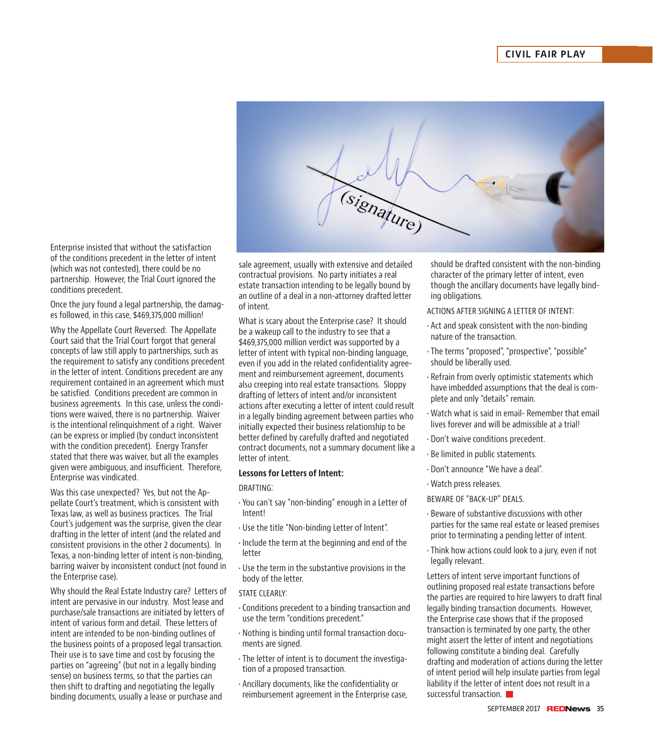Enterprise insisted that without the satisfaction of the conditions precedent in the letter of intent (which was not contested), there could be no partnership. However, the Trial Court ignored the conditions precedent.

Once the jury found a legal partnership, the damages followed, in this case, $469,375,000 million!

Why the Appellate Court Reversed: The Appellate Court said that the Trial Court forgot that general concepts of law still apply to partnerships, such as the requirement to satisfy any conditions precedent in the letter of intent. Conditions precedent are any requirement contained in an agreement which must be satisfied. Conditions precedent are common in business agreements. In this case, unless the conditions were waived, there is no partnership. Waiver is the intentional relinquishment of a right. Waiver can be express or implied (by conduct inconsistent with the condition precedent). Energy Transfer stated that there was waiver, but all the examples given were ambiguous, and insufficient. Therefore, Enterprise was vindicated.

Was this case unexpected? Yes, but not the Appellate Court's treatment, which is consistent with Texas law, as well as business practices. The Trial Court's judgement was the surprise, given the clear drafting in the letter of intent (and the related and consistent provisions in the other 2 documents). In Texas, a non-binding letter of intent is non-binding, barring waiver by inconsistent conduct (not found in the Enterprise case).

Why should the Real Estate Industry care? Letters of intent are pervasive in our industry. Most lease and purchase/sale transactions are initiated by letters of intent of various form and detail. These letters of intent are intended to be non-binding outlines of the business points of a proposed legal transaction. Their use is to save time and cost by focusing the parties on "agreeing" (but not in a legally binding sense) on business terms, so that the parties can then shift to drafting and negotiating the legally binding documents, usually a lease or purchase and sale agreement, usually with extensive and detailed contractual provisions. No party initiates a real estate transaction intending to be legally bound by an outline of a deal in a non-attorney drafted letter of intent.

What is scary about the Enterprise case? It should be a wakeup call to the industry to see that a $469,375,000 million verdict was supported by a letter of intent with typical non-binding language, even if you add in the related confidentiality agreement and reimbursement agreement, documents also creeping into real estate transactions. Sloppy drafting of letters of intent and/or inconsistent actions after executing a letter of intent could result in a legally binding agreement between parties who initially expected their business relationship to be better defined by carefully drafted and negotiated contract documents, not a summary document like a letter of intent.

### Lessons for Letters of Intent:

DRAFTING:

- You can't say "non-binding" enough in a Letter of Intent!
- Use the title "Non-binding Letter of Intent".
- Include the term at the beginning and end of the letter
- Use the term in the substantive provisions in the body of the letter.

STATE CLEARLY:

- Conditions precedent to a binding transaction and use the term "conditions precedent."
- Nothing is binding until formal transaction documents are signed.
- The letter of intent is to document the investigation of a proposed transaction.
- Ancillary documents, like the confidentiality or reimbursement agreement in the Enterprise case, should be drafted consistent with the non-binding character of the primary letter of intent, even though the ancillary documents have legally binding obligations.

ACTIONS AFTER SIGNING A LETTER OF INTENT:

- Act and speak consistent with the non-binding nature of the transaction.
- The terms "proposed", "prospective", "possible" should be liberally used.
- Refrain from overly optimistic statements which have imbedded assumptions that the deal is complete and only "details" remain.
- Watch what is said in email- Remember that email lives forever and will be admissible at a trial!
- Don't waive conditions precedent.
- Be limited in public statements.
- Don't announce "We have a deal".
- Watch press releases.

BEWARE OF "BACK-UP" DEALS.

- Beware of substantive discussions with other parties for the same real estate or leased premises prior to terminating a pending letter of intent.
- Think how actions could look to a jury, even if not legally relevant.

Letters of intent serve important functions of outlining proposed real estate transactions before the parties are required to hire lawyers to draft final legally binding transaction documents. However, the Enterprise case shows that if the proposed transaction is terminated by one party, the other might assert the letter of intent and negotiations following constitute a binding deal. Carefully drafting and moderation of actions during the letter of intent period will help insulate parties from legal liability if the letter of intent does not result in a successful transaction.